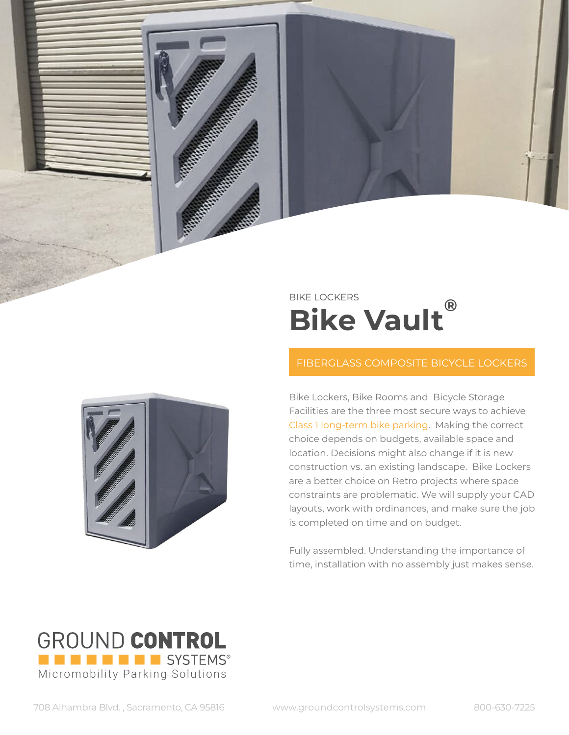BIKE LOCKERS

# Bike Vault®

## FIBERGLASS COMPOSITE BICYCLE LOCKERS

Bike Lockers, Bike Rooms and Bicycle Storage Facilities are the three most secure ways to achieve Class 1 long-term bike parking. Making the correct choice depends on budgets, available space and location. Decisions might also change if it is new construction vs. an existing landscape. Bike Lockers are a better choice on Retro projects where space constraints are problematic. We will supply your CAD layouts, work with ordinances, and make sure the job is completed on time and on budget.

Fully assembled. Understanding the importance of time, installation with no assembly just makes sense.

GROUND **CONTROL** SYSTEMS®
Micromobility Parking Solutions

708 Alhambra Blvd., Sacramento, CA 95816 www.groundcontrolsystems.com 800-630-7225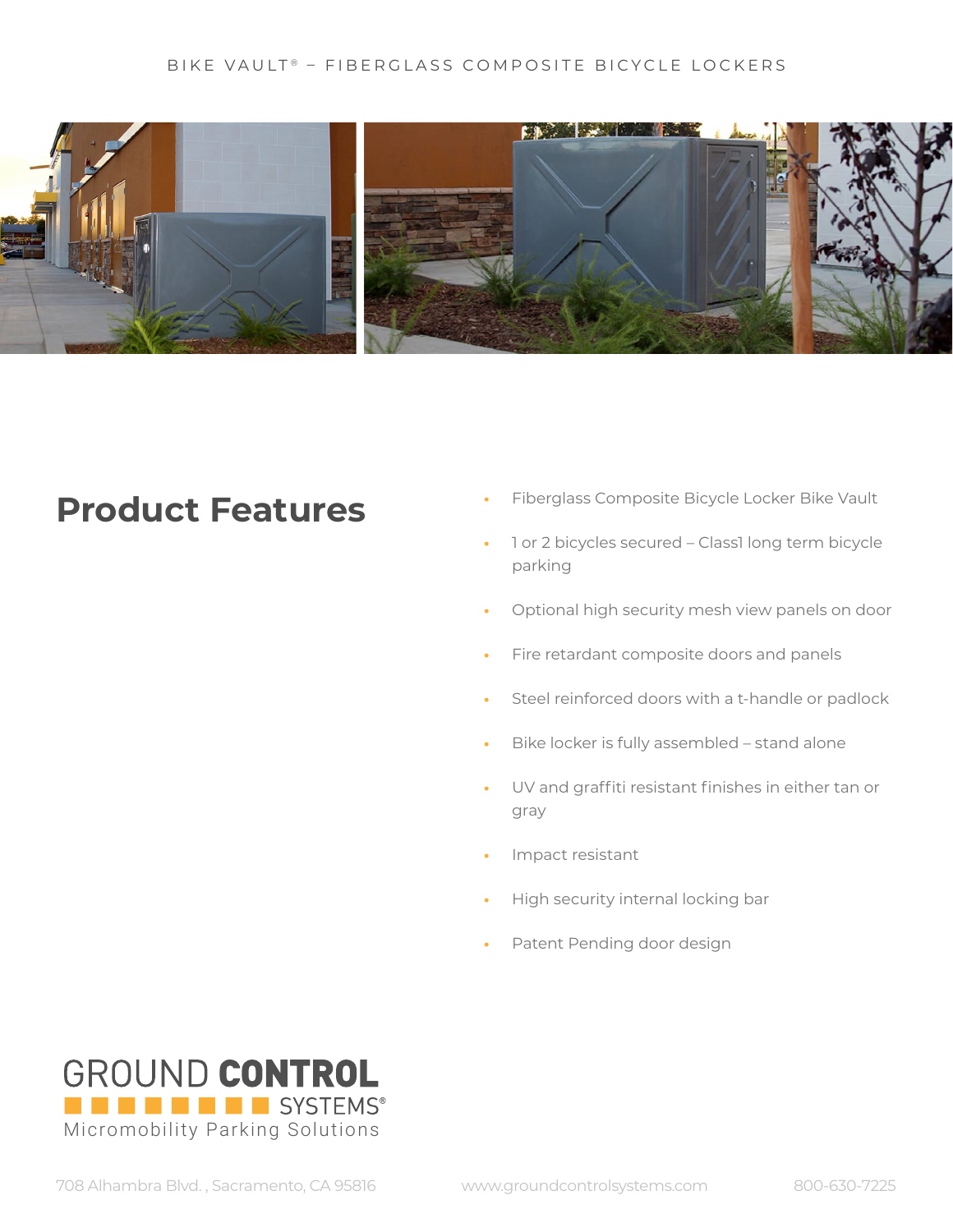BIKE VAULT® – FIBERGLASS COMPOSITE BICYCLE LOCKERS

## Product Features

- Fiberglass Composite Bicycle Locker Bike Vault
- 1 or 2 bicycles secured – Class1 long term bicycle parking
- Optional high security mesh view panels on door
- Fire retardant composite doors and panels
- Steel reinforced doors with a t-handle or padlock
- Bike locker is fully assembled – stand alone
- UV and graffiti resistant finishes in either tan or gray
- Impact resistant
- High security internal locking bar
- Patent Pending door design

GROUND CONTROL SYSTEMS®
Micromobility Parking Solutions

708 Alhambra Blvd. , Sacramento, CA 95816 www.groundcontrolsystems.com 800-630-7225